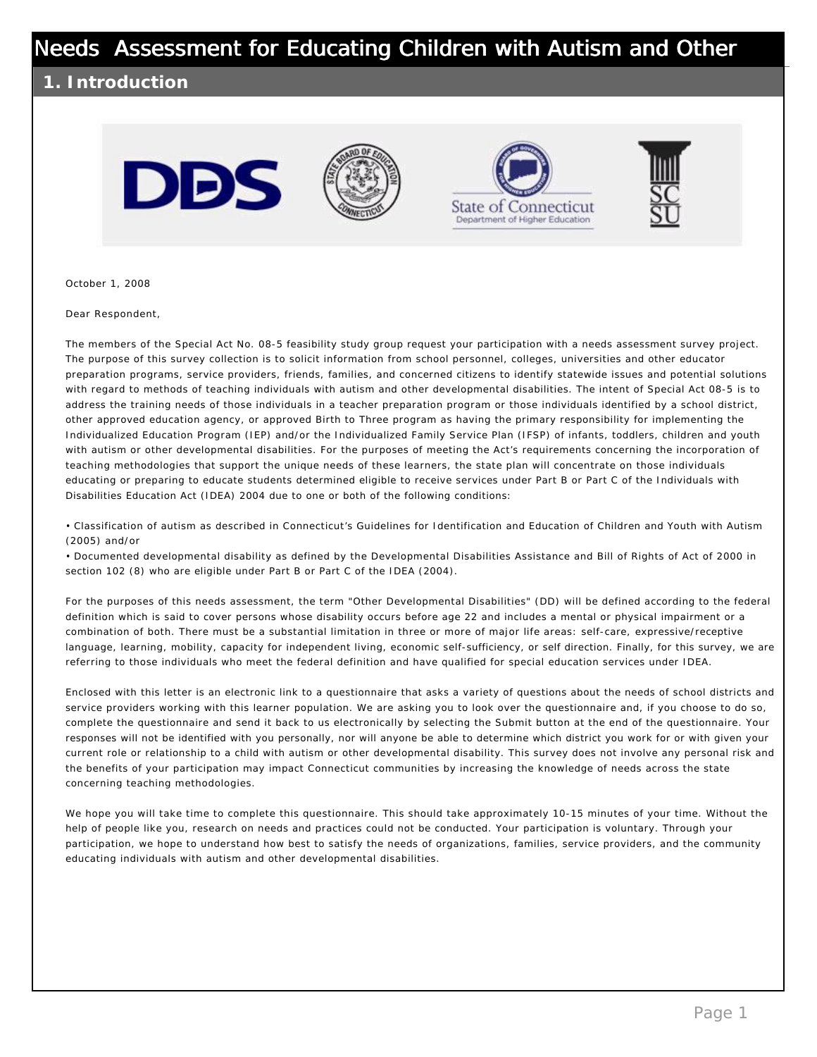# Needs Assessment for Educating Children with Autism and Other

## 1. Introduction

October 1, 2008

Dear Respondent,

The members of the Special Act No. 08-5 feasibility study group request your participation with a needs assessment survey project. The purpose of this survey collection is to solicit information from school personnel, colleges, universities and other educator preparation programs, service providers, friends, families, and concerned citizens to identify statewide issues and potential solutions with regard to methods of teaching individuals with autism and other developmental disabilities. The intent of Special Act 08-5 is to address the training needs of those individuals in a teacher preparation program or those individuals identified by a school district, other approved education agency, or approved Birth to Three program as having the primary responsibility for implementing the Individualized Education Program (IEP) and/or the Individualized Family Service Plan (IFSP) of infants, toddlers, children and youth with autism or other developmental disabilities. For the purposes of meeting the Act's requirements concerning the incorporation of teaching methodologies that support the unique needs of these learners, the state plan will concentrate on those individuals educating or preparing to educate students determined eligible to receive services under Part B or Part C of the Individuals with Disabilities Education Act (IDEA) 2004 due to one or both of the following conditions:

- Classification of autism as described in Connecticut's Guidelines for Identification and Education of Children and Youth with Autism (2005) and/or
- Documented developmental disability as defined by the Developmental Disabilities Assistance and Bill of Rights of Act of 2000 in section 102 (8) who are eligible under Part B or Part C of the IDEA (2004).

For the purposes of this needs assessment, the term "Other Developmental Disabilities" (DD) will be defined according to the federal definition which is said to cover persons whose disability occurs before age 22 and includes a mental or physical impairment or a combination of both. There must be a substantial limitation in three or more of major life areas: self-care, expressive/receptive language, learning, mobility, capacity for independent living, economic self-sufficiency, or self direction. Finally, for this survey, we are referring to those individuals who meet the federal definition and have qualified for special education services under IDEA.

Enclosed with this letter is an electronic link to a questionnaire that asks a variety of questions about the needs of school districts and service providers working with this learner population. We are asking you to look over the questionnaire and, if you choose to do so, complete the questionnaire and send it back to us electronically by selecting the Submit button at the end of the questionnaire. Your responses will not be identified with you personally, nor will anyone be able to determine which district you work for or with given your current role or relationship to a child with autism or other developmental disability. This survey does not involve any personal risk and the benefits of your participation may impact Connecticut communities by increasing the knowledge of needs across the state concerning teaching methodologies.

We hope you will take time to complete this questionnaire. This should take approximately 10-15 minutes of your time. Without the help of people like you, research on needs and practices could not be conducted. Your participation is voluntary. Through your participation, we hope to understand how best to satisfy the needs of organizations, families, service providers, and the community educating individuals with autism and other developmental disabilities.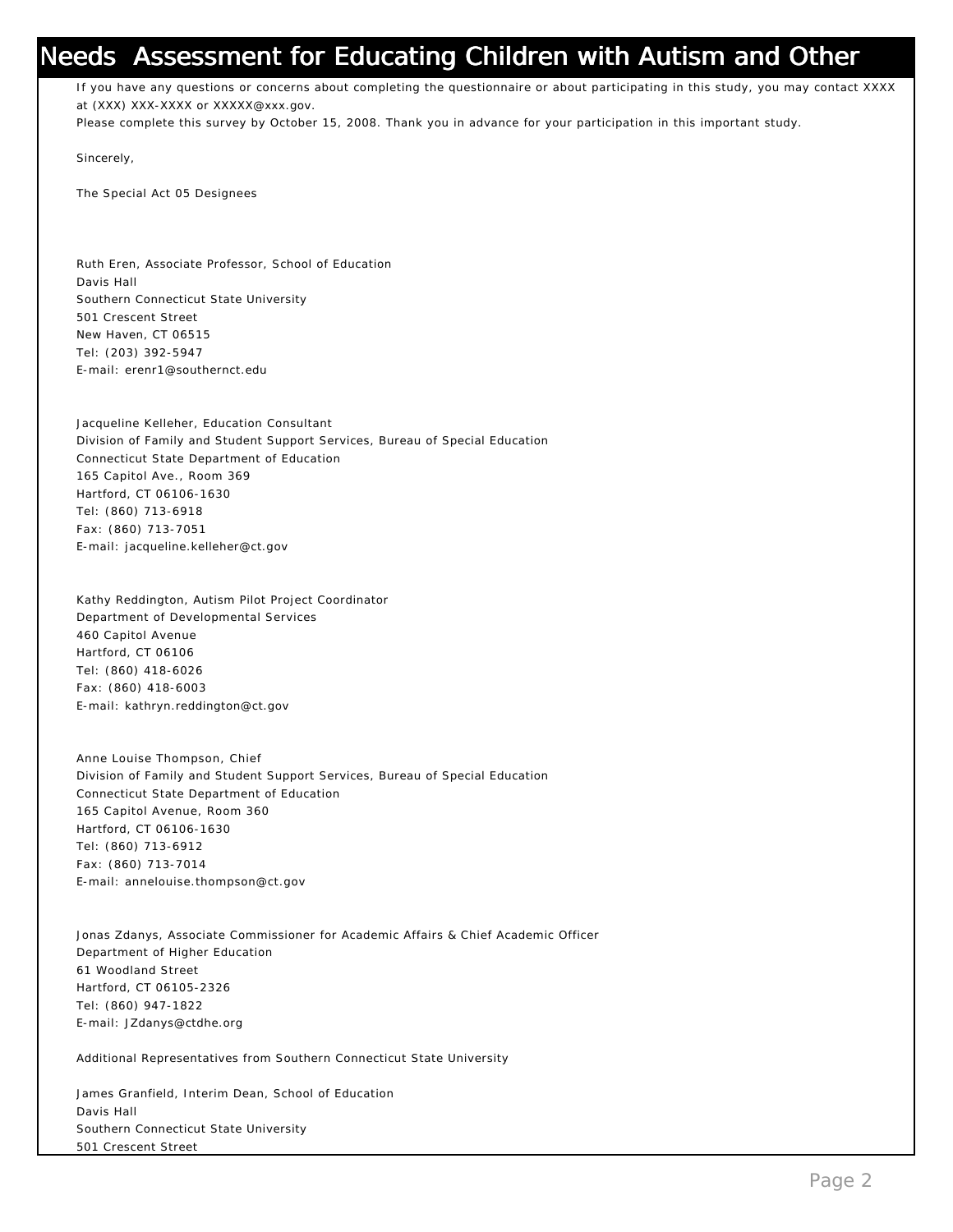# Needs Assessment for Educating Children with Autism and Other

If you have any questions or concerns about completing the questionnaire or about participating in this study, you may contact XXXX at (XXX) XXX-XXXX or XXXXX@xxx.gov.

Please complete this survey by October 15, 2008. Thank you in advance for your participation in this important study.

Sincerely,

The Special Act 05 Designees

Ruth Eren, Associate Professor, School of Education
Davis Hall
Southern Connecticut State University
501 Crescent Street
New Haven, CT 06515
Tel: (203) 392-5947
E-mail: erenr1@southernct.edu

Jacqueline Kelleher, Education Consultant
Division of Family and Student Support Services, Bureau of Special Education
Connecticut State Department of Education
165 Capitol Ave., Room 369
Hartford, CT 06106-1630
Tel: (860) 713-6918
Fax: (860) 713-7051
E-mail: jacqueline.kelleher@ct.gov

Kathy Reddington, Autism Pilot Project Coordinator
Department of Developmental Services
460 Capitol Avenue
Hartford, CT 06106
Tel: (860) 418-6026
Fax: (860) 418-6003
E-mail: kathryn.reddington@ct.gov

Anne Louise Thompson, Chief
Division of Family and Student Support Services, Bureau of Special Education
Connecticut State Department of Education
165 Capitol Avenue, Room 360
Hartford, CT 06106-1630
Tel: (860) 713-6912
Fax: (860) 713-7014
E-mail: annelouise.thompson@ct.gov

Jonas Zdanys, Associate Commissioner for Academic Affairs & Chief Academic Officer
Department of Higher Education
61 Woodland Street
Hartford, CT 06105-2326
Tel: (860) 947-1822
E-mail: JZdanys@ctdhe.org

Additional Representatives from Southern Connecticut State University

James Granfield, Interim Dean, School of Education
Davis Hall
Southern Connecticut State University
501 Crescent Street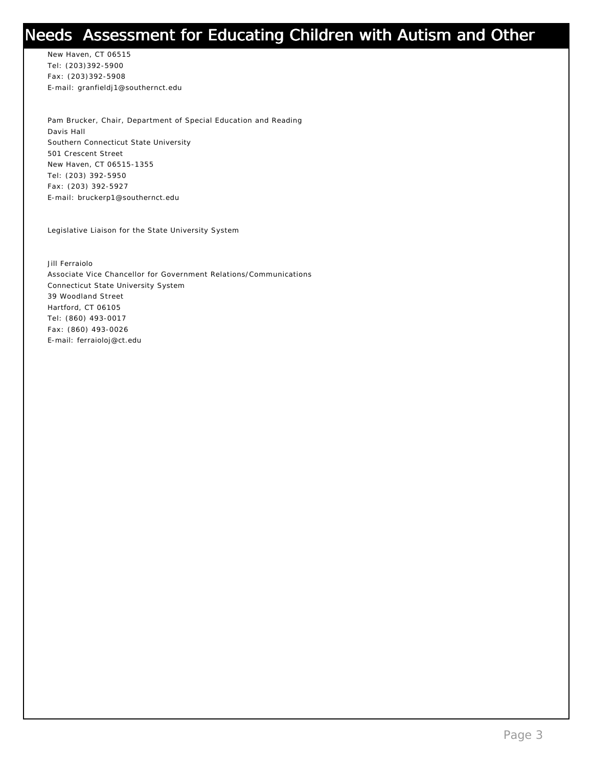New Haven, CT 06515
Tel: (203)392-5900
Fax: (203)392-5908
E-mail: granfieldj1@southernct.edu

Pam Brucker, Chair, Department of Special Education and Reading
Davis Hall
Southern Connecticut State University
501 Crescent Street
New Haven, CT 06515-1355
Tel: (203) 392-5950
Fax: (203) 392-5927
E-mail: bruckerp1@southernct.edu

Legislative Liaison for the State University System

Jill Ferraiolo
Associate Vice Chancellor for Government Relations/Communications
Connecticut State University System
39 Woodland Street
Hartford, CT 06105
Tel: (860) 493-0017
Fax: (860) 493-0026
E-mail: ferraioloj@ct.edu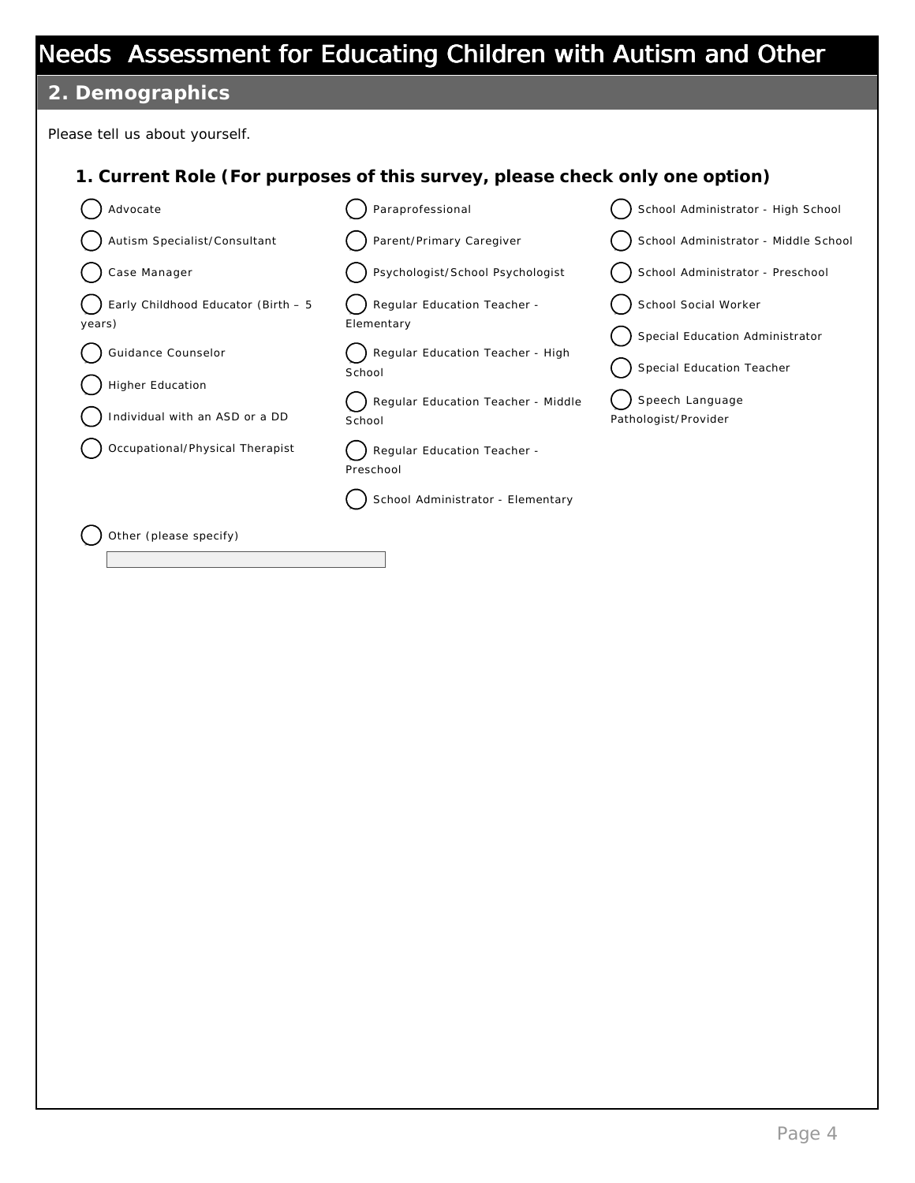# Needs Assessment for Educating Children with Autism and Other

## 2. Demographics

Please tell us about yourself.

### 1. Current Role (For purposes of this survey, please check only one option)

- ( ) Advocate
- ( ) Autism Specialist/Consultant
- ( ) Case Manager
- ( ) Early Childhood Educator (Birth – 5 years)
- ( ) Guidance Counselor
- ( ) Higher Education
- ( ) Individual with an ASD or a DD
- ( ) Occupational/Physical Therapist
- ( ) Paraprofessional
- ( ) Parent/Primary Caregiver
- ( ) Psychologist/School Psychologist
- ( ) Regular Education Teacher - Elementary
- ( ) Regular Education Teacher - High School
- ( ) Regular Education Teacher - Middle School
- ( ) Regular Education Teacher - Preschool
- ( ) School Administrator - Elementary
- ( ) School Administrator - High School
- ( ) School Administrator - Middle School
- ( ) School Administrator - Preschool
- ( ) School Social Worker
- ( ) Special Education Administrator
- ( ) Special Education Teacher
- ( ) Speech Language Pathologist/Provider
- ( ) Other (please specify) ____________________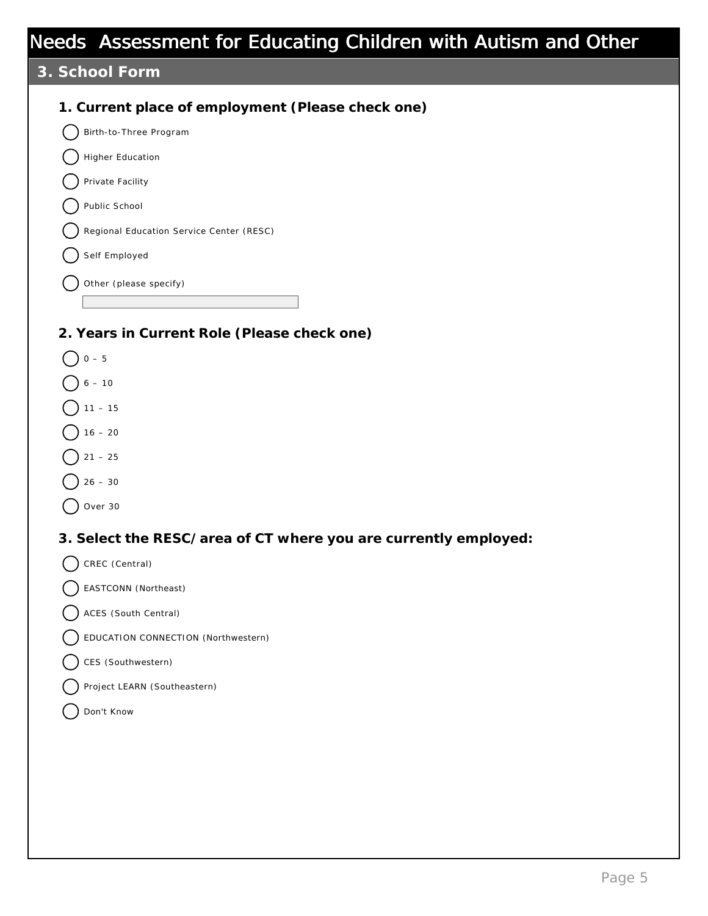# Needs Assessment for Educating Children with Autism and Other

## 3. School Form

### 1. Current place of employment (Please check one)

- ◯ Birth-to-Three Program
- ◯ Higher Education
- ◯ Private Facility
- ◯ Public School
- ◯ Regional Education Service Center (RESC)
- ◯ Self Employed
- ◯ Other (please specify)

\_\_\_\_\_\_\_\_\_\_\_\_\_\_\_\_\_\_\_\_\_\_\_\_\_\_\_\_\_\_

### 2. Years in Current Role (Please check one)

- ◯ 0 – 5
- ◯ 6 – 10
- ◯ 11 – 15
- ◯ 16 – 20
- ◯ 21 – 25
- ◯ 26 – 30
- ◯ Over 30

### 3. Select the RESC/area of CT where you are currently employed:

- ◯ CREC (Central)
- ◯ EASTCONN (Northeast)
- ◯ ACES (South Central)
- ◯ EDUCATION CONNECTION (Northwestern)
- ◯ CES (Southwestern)
- ◯ Project LEARN (Southeastern)
- ◯ Don't Know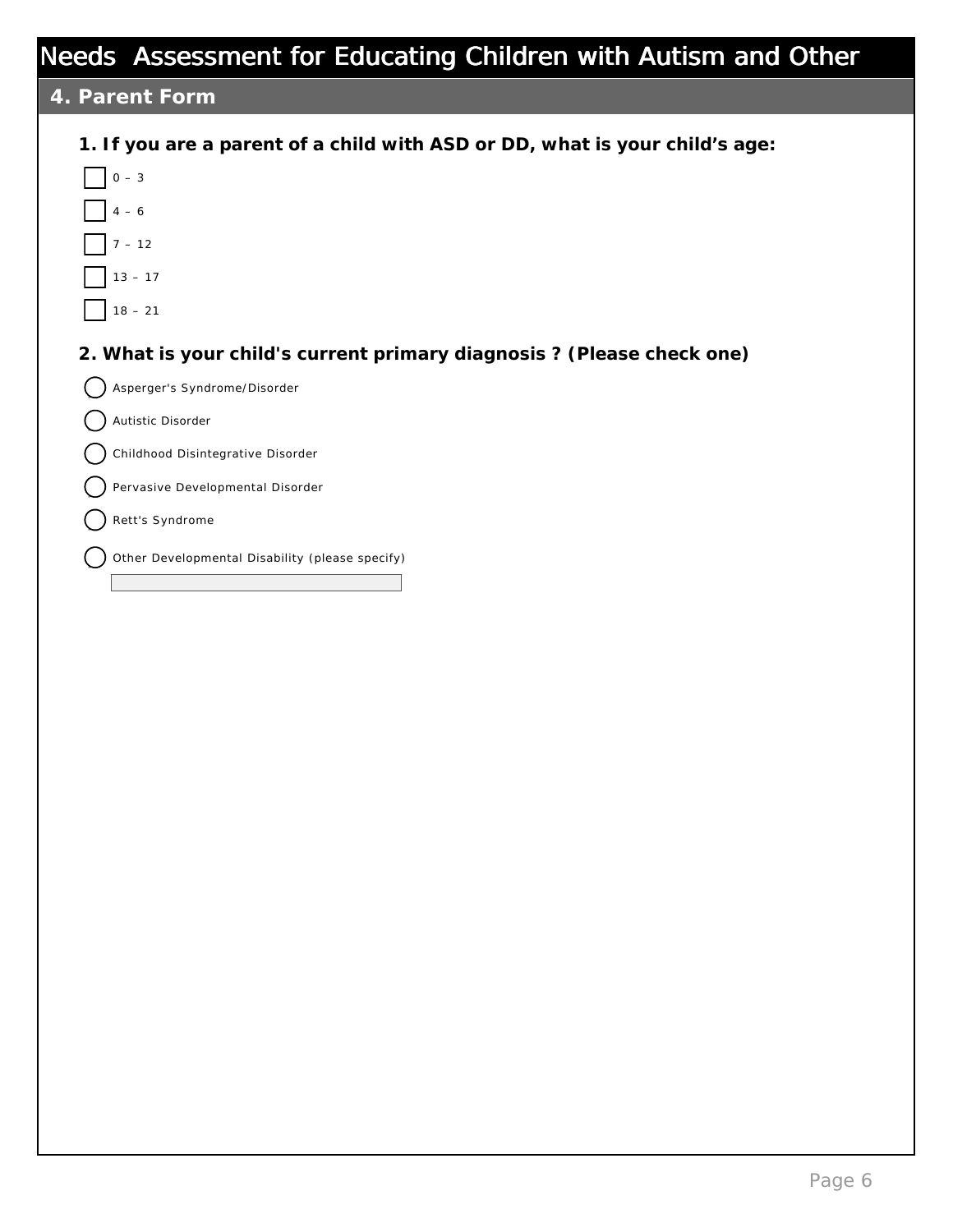# Needs Assessment for Educating Children with Autism and Other

## 4. Parent Form

**1. If you are a parent of a child with ASD or DD, what is your child's age:**

- [ ] 0 – 3
- [ ] 4 – 6
- [ ] 7 – 12
- [ ] 13 – 17
- [ ] 18 – 21

**2. What is your child's current primary diagnosis ? (Please check one)**

- ◯ Asperger's Syndrome/Disorder
- ◯ Autistic Disorder
- ◯ Childhood Disintegrative Disorder
- ◯ Pervasive Developmental Disorder
- ◯ Rett's Syndrome
- ◯ Other Developmental Disability (please specify)

\_\_\_\_\_\_\_\_\_\_\_\_\_\_\_\_\_\_\_\_\_\_\_\_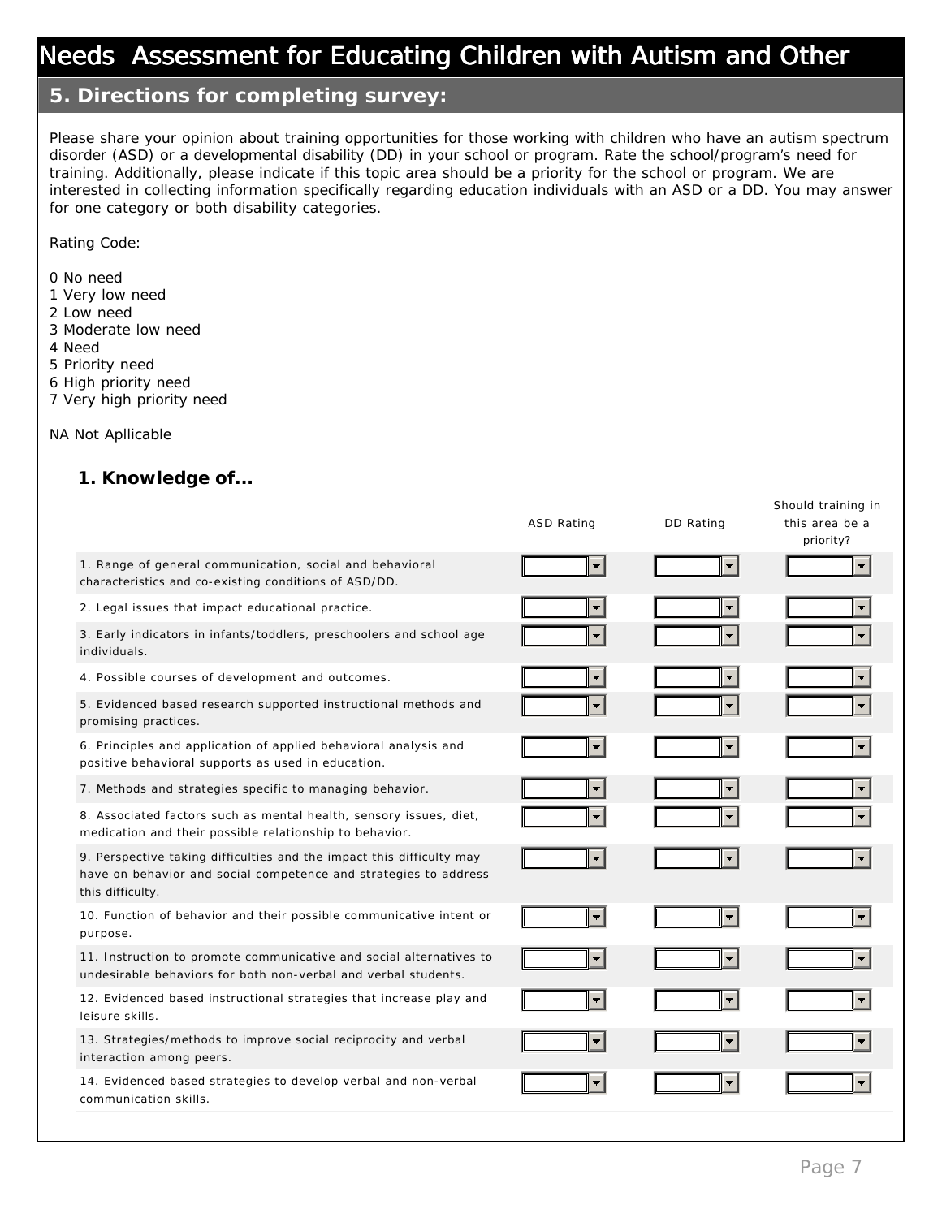# Needs Assessment for Educating Children with Autism and Other

## 5. Directions for completing survey:

Please share your opinion about training opportunities for those working with children who have an autism spectrum disorder (ASD) or a developmental disability (DD) in your school or program. Rate the school/program's need for training. Additionally, please indicate if this topic area should be a priority for the school or program. We are interested in collecting information specifically regarding education individuals with an ASD or a DD. You may answer for one category or both disability categories.

Rating Code:

0 No need
1 Very low need
2 Low need
3 Moderate low need
4 Need
5 Priority need
6 High priority need
7 Very high priority need

NA Not Apllicable

### 1. Knowledge of...

| | ASD Rating | DD Rating | Should training in this area be a priority? |
|---|---|---|---|
| 1. Range of general communication, social and behavioral characteristics and co-existing conditions of ASD/DD. | | | |
| 2. Legal issues that impact educational practice. | | | |
| 3. Early indicators in infants/toddlers, preschoolers and school age individuals. | | | |
| 4. Possible courses of development and outcomes. | | | |
| 5. Evidenced based research supported instructional methods and promising practices. | | | |
| 6. Principles and application of applied behavioral analysis and positive behavioral supports as used in education. | | | |
| 7. Methods and strategies specific to managing behavior. | | | |
| 8. Associated factors such as mental health, sensory issues, diet, medication and their possible relationship to behavior. | | | |
| 9. Perspective taking difficulties and the impact this difficulty may have on behavior and social competence and strategies to address this difficulty. | | | |
| 10. Function of behavior and their possible communicative intent or purpose. | | | |
| 11. Instruction to promote communicative and social alternatives to undesirable behaviors for both non-verbal and verbal students. | | | |
| 12. Evidenced based instructional strategies that increase play and leisure skills. | | | |
| 13. Strategies/methods to improve social reciprocity and verbal interaction among peers. | | | |
| 14. Evidenced based strategies to develop verbal and non-verbal communication skills. | | | |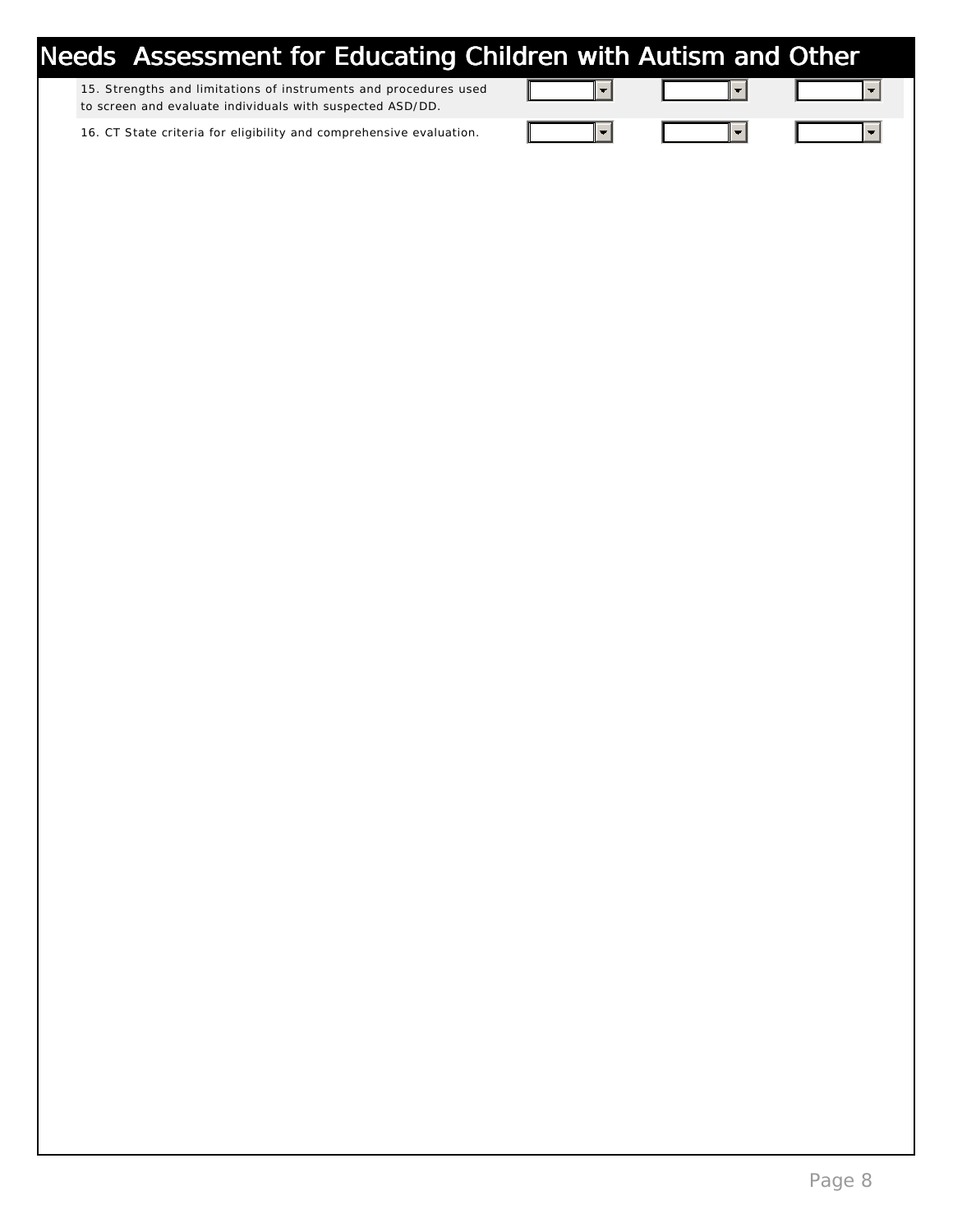# Needs Assessment for Educating Children with Autism and Other

| | | | |
|---|---|---|---|
| 15. Strengths and limitations of instruments and procedures used to screen and evaluate individuals with suspected ASD/DD. | | | |
| 16. CT State criteria for eligibility and comprehensive evaluation. | | | |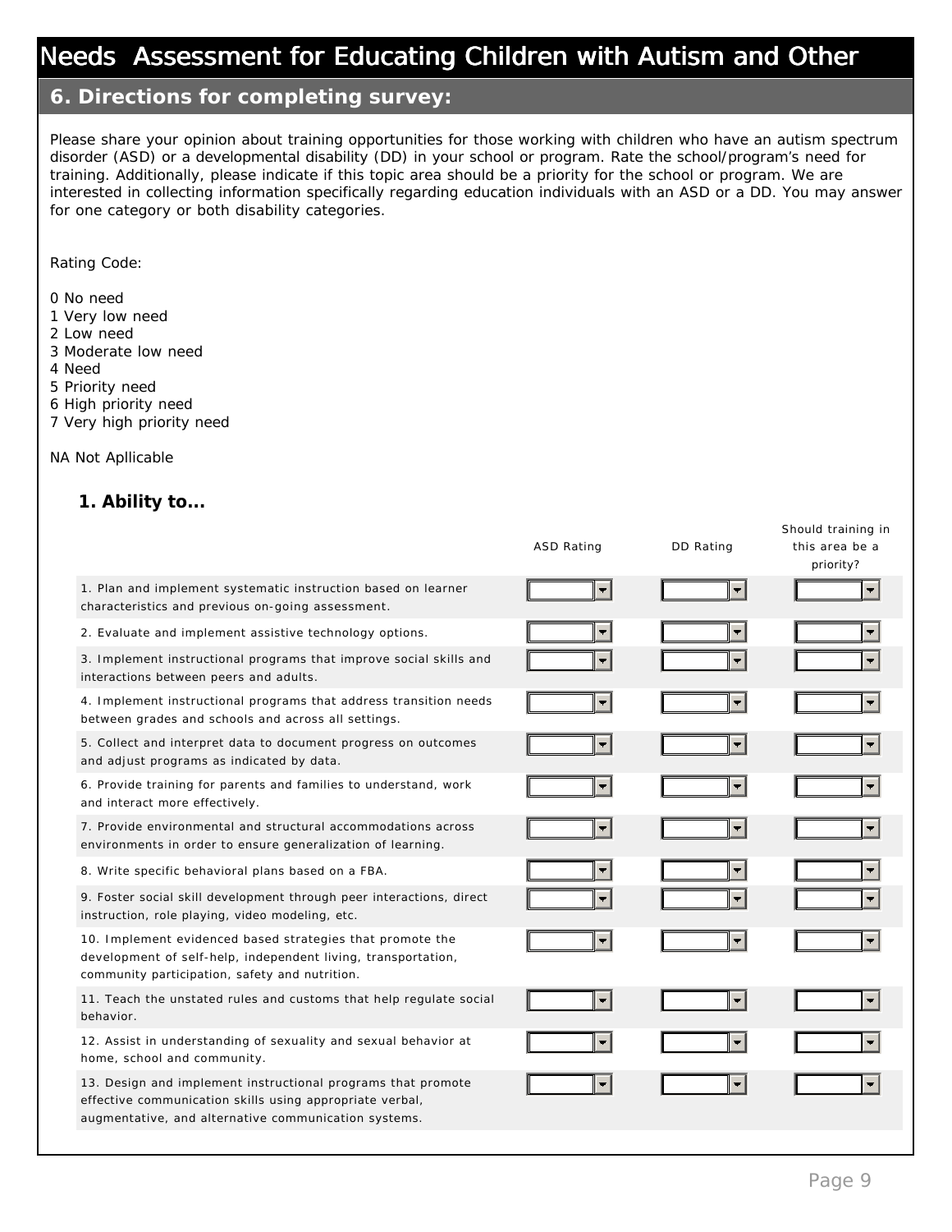# Needs Assessment for Educating Children with Autism and Other

## 6. Directions for completing survey:

Please share your opinion about training opportunities for those working with children who have an autism spectrum disorder (ASD) or a developmental disability (DD) in your school or program. Rate the school/program's need for training. Additionally, please indicate if this topic area should be a priority for the school or program. We are interested in collecting information specifically regarding education individuals with an ASD or a DD. You may answer for one category or both disability categories.

Rating Code:

0 No need
1 Very low need
2 Low need
3 Moderate low need
4 Need
5 Priority need
6 High priority need
7 Very high priority need

NA Not Apllicable

### 1. Ability to...

| | ASD Rating | DD Rating | Should training in this area be a priority? |
|---|---|---|---|
| 1. Plan and implement systematic instruction based on learner characteristics and previous on-going assessment. | | | |
| 2. Evaluate and implement assistive technology options. | | | |
| 3. Implement instructional programs that improve social skills and interactions between peers and adults. | | | |
| 4. Implement instructional programs that address transition needs between grades and schools and across all settings. | | | |
| 5. Collect and interpret data to document progress on outcomes and adjust programs as indicated by data. | | | |
| 6. Provide training for parents and families to understand, work and interact more effectively. | | | |
| 7. Provide environmental and structural accommodations across environments in order to ensure generalization of learning. | | | |
| 8. Write specific behavioral plans based on a FBA. | | | |
| 9. Foster social skill development through peer interactions, direct instruction, role playing, video modeling, etc. | | | |
| 10. Implement evidenced based strategies that promote the development of self-help, independent living, transportation, community participation, safety and nutrition. | | | |
| 11. Teach the unstated rules and customs that help regulate social behavior. | | | |
| 12. Assist in understanding of sexuality and sexual behavior at home, school and community. | | | |
| 13. Design and implement instructional programs that promote effective communication skills using appropriate verbal, augmentative, and alternative communication systems. | | | |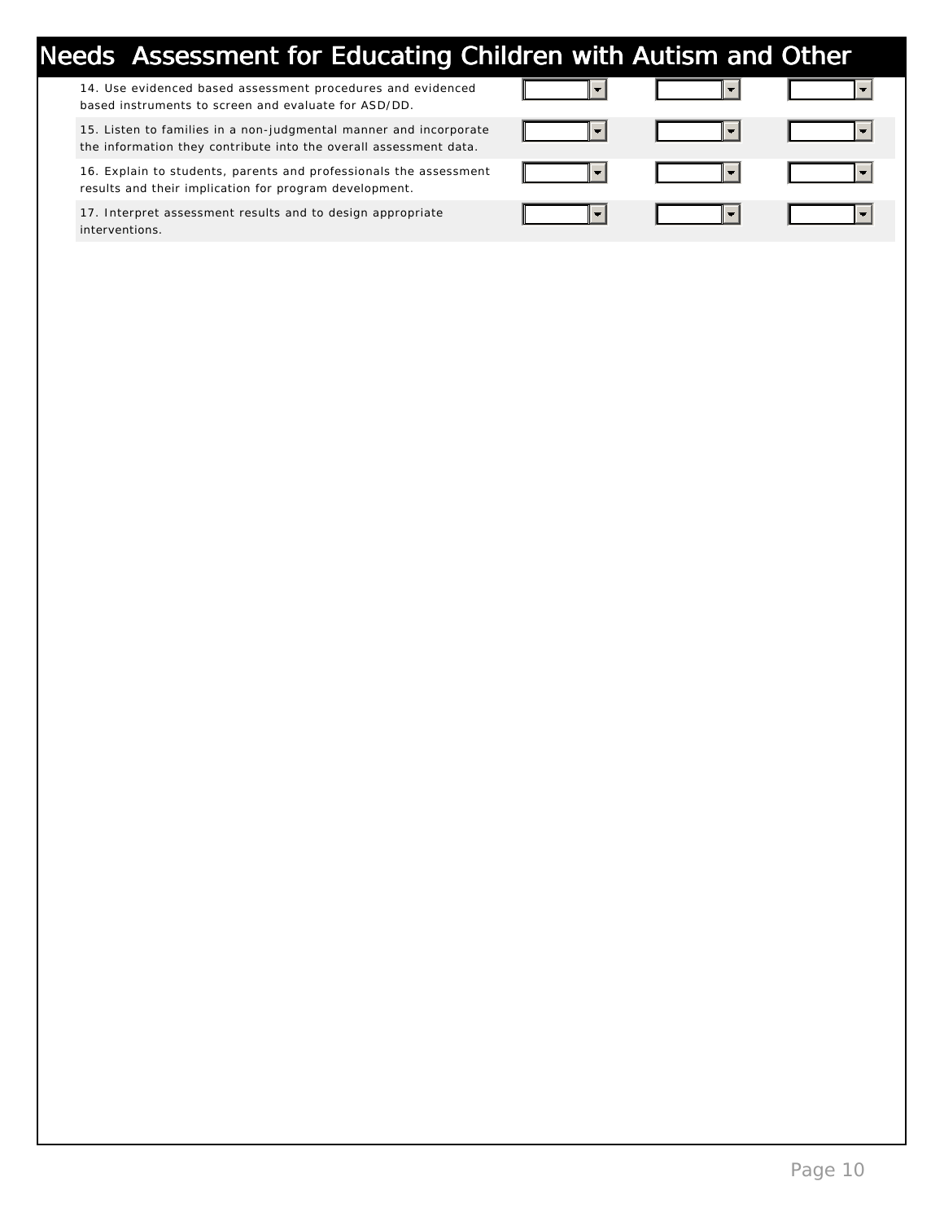# Needs Assessment for Educating Children with Autism and Other

| | | | |
|---|---|---|---|
| 14. Use evidenced based assessment procedures and evidenced based instruments to screen and evaluate for ASD/DD. | | | |
| 15. Listen to families in a non-judgmental manner and incorporate the information they contribute into the overall assessment data. | | | |
| 16. Explain to students, parents and professionals the assessment results and their implication for program development. | | | |
| 17. Interpret assessment results and to design appropriate interventions. | | | |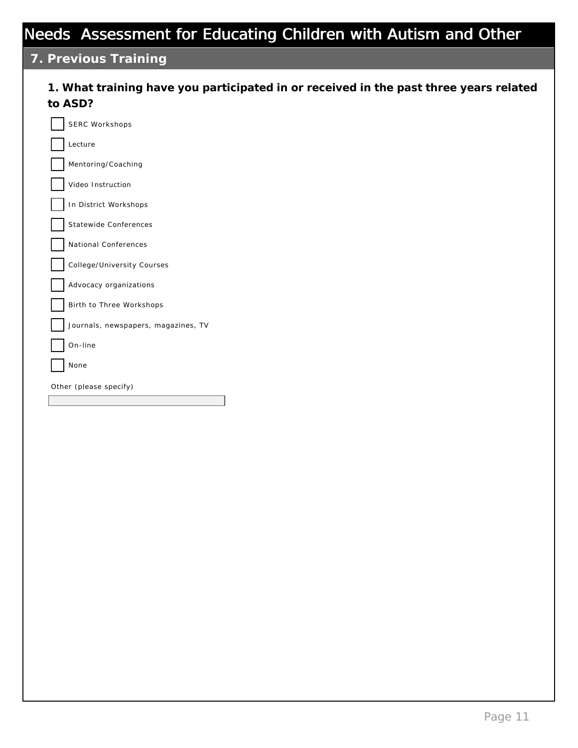# Needs Assessment for Educating Children with Autism and Other

## 7. Previous Training

**1. What training have you participated in or received in the past three years related to ASD?**

- [ ] SERC Workshops
- [ ] Lecture
- [ ] Mentoring/Coaching
- [ ] Video Instruction
- [ ] In District Workshops
- [ ] Statewide Conferences
- [ ] National Conferences
- [ ] College/University Courses
- [ ] Advocacy organizations
- [ ] Birth to Three Workshops
- [ ] Journals, newspapers, magazines, TV
- [ ] On-line
- [ ] None

Other (please specify)

\_\_\_\_\_\_\_\_\_\_\_\_\_\_\_\_\_\_\_\_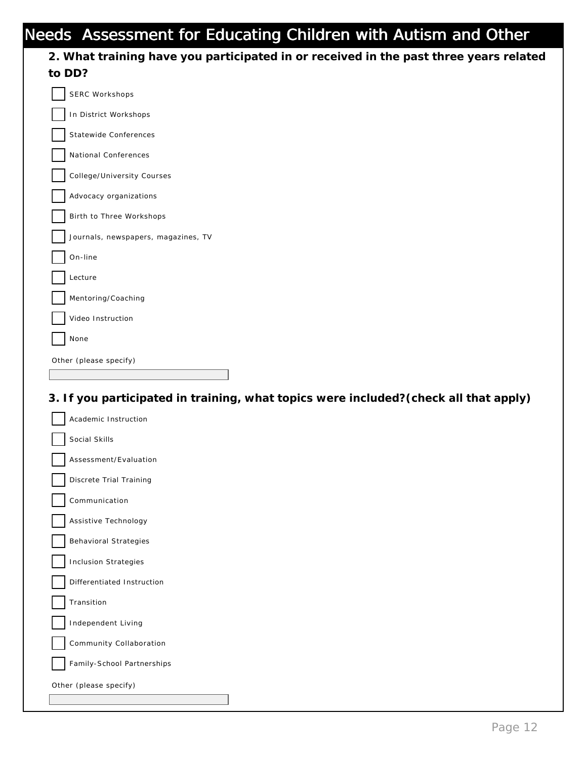**2. What training have you participated in or received in the past three years related to DD?**

- [ ] SERC Workshops
- [ ] In District Workshops
- [ ] Statewide Conferences
- [ ] National Conferences
- [ ] College/University Courses
- [ ] Advocacy organizations
- [ ] Birth to Three Workshops
- [ ] Journals, newspapers, magazines, TV
- [ ] On-line
- [ ] Lecture
- [ ] Mentoring/Coaching
- [ ] Video Instruction
- [ ] None

Other (please specify)

______________________

**3. If you participated in training, what topics were included?(check all that apply)**

- [ ] Academic Instruction
- [ ] Social Skills
- [ ] Assessment/Evaluation
- [ ] Discrete Trial Training
- [ ] Communication
- [ ] Assistive Technology
- [ ] Behavioral Strategies
- [ ] Inclusion Strategies
- [ ] Differentiated Instruction
- [ ] Transition
- [ ] Independent Living
- [ ] Community Collaboration
- [ ] Family-School Partnerships

Other (please specify)

______________________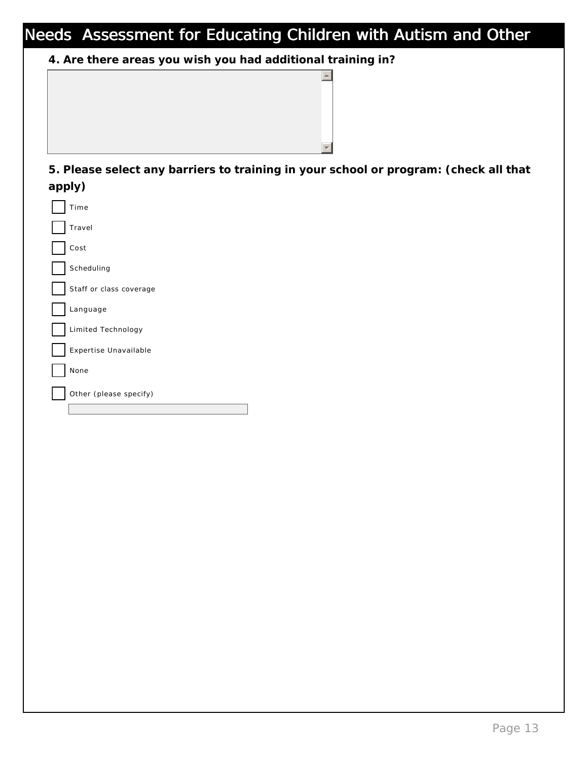**4. Are there areas you wish you had additional training in?**

**5. Please select any barriers to training in your school or program: (check all that apply)**

- [ ] Time
- [ ] Travel
- [ ] Cost
- [ ] Scheduling
- [ ] Staff or class coverage
- [ ] Language
- [ ] Limited Technology
- [ ] Expertise Unavailable
- [ ] None
- [ ] Other (please specify)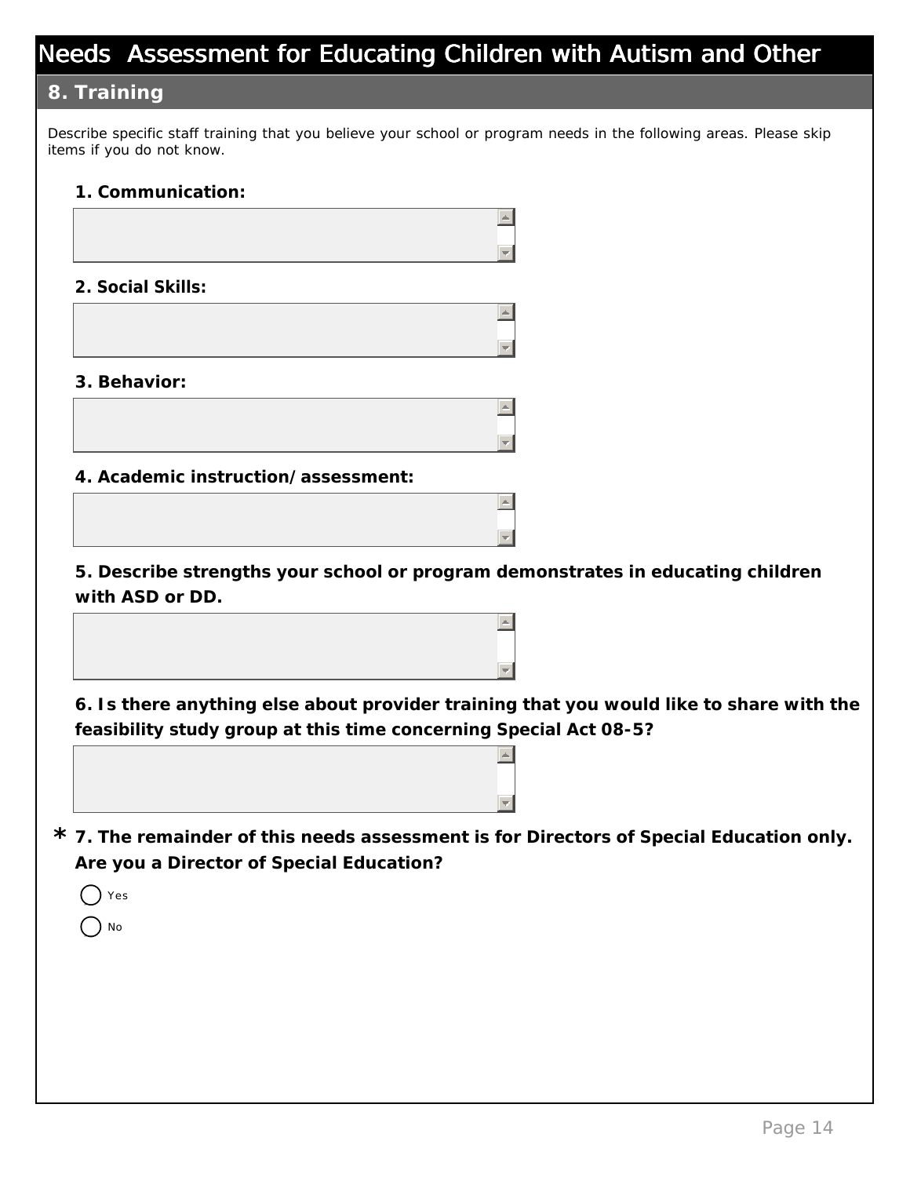# Needs Assessment for Educating Children with Autism and Other

## 8. Training

Describe specific staff training that you believe your school or program needs in the following areas. Please skip items if you do not know.

**1. Communication:**

**2. Social Skills:**

**3. Behavior:**

**4. Academic instruction/assessment:**

**5. Describe strengths your school or program demonstrates in educating children with ASD or DD.**

**6. Is there anything else about provider training that you would like to share with the feasibility study group at this time concerning Special Act 08-5?**

*** 7. The remainder of this needs assessment is for Directors of Special Education only. Are you a Director of Special Education?**

- ◯ Yes
- ◯ No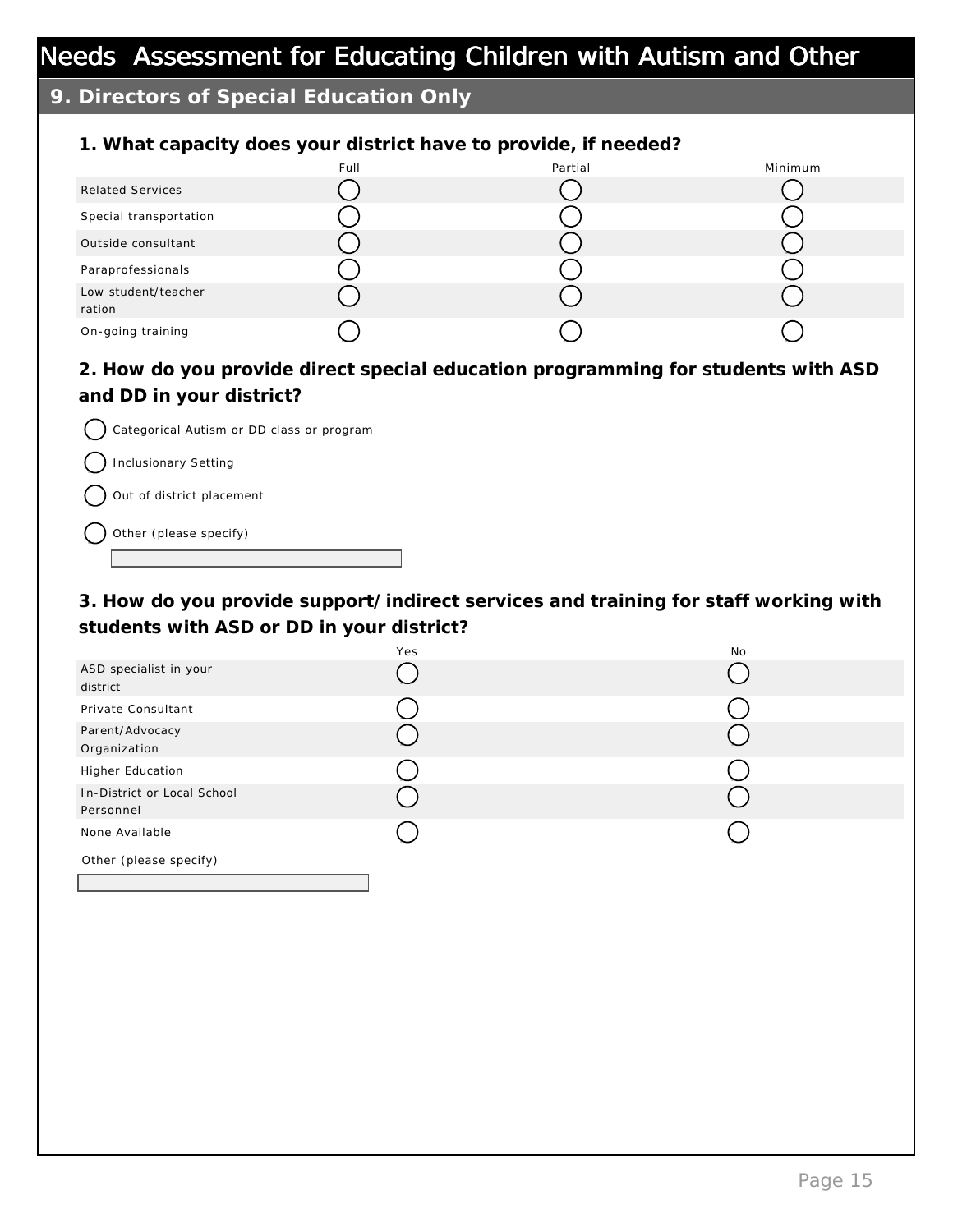# Needs Assessment for Educating Children with Autism and Other

## 9. Directors of Special Education Only

### 1. What capacity does your district have to provide, if needed?

| | Full | Partial | Minimum |
|---|---|---|---|
| Related Services | ◯ | ◯ | ◯ |
| Special transportation | ◯ | ◯ | ◯ |
| Outside consultant | ◯ | ◯ | ◯ |
| Paraprofessionals | ◯ | ◯ | ◯ |
| Low student/teacher ration | ◯ | ◯ | ◯ |
| On-going training | ◯ | ◯ | ◯ |

### 2. How do you provide direct special education programming for students with ASD and DD in your district?

- ◯ Categorical Autism or DD class or program
- ◯ Inclusionary Setting
- ◯ Out of district placement
- ◯ Other (please specify)

### 3. How do you provide support/indirect services and training for staff working with students with ASD or DD in your district?

| | Yes | No |
|---|---|---|
| ASD specialist in your district | ◯ | ◯ |
| Private Consultant | ◯ | ◯ |
| Parent/Advocacy Organization | ◯ | ◯ |
| Higher Education | ◯ | ◯ |
| In-District or Local School Personnel | ◯ | ◯ |
| None Available | ◯ | ◯ |

Other (please specify)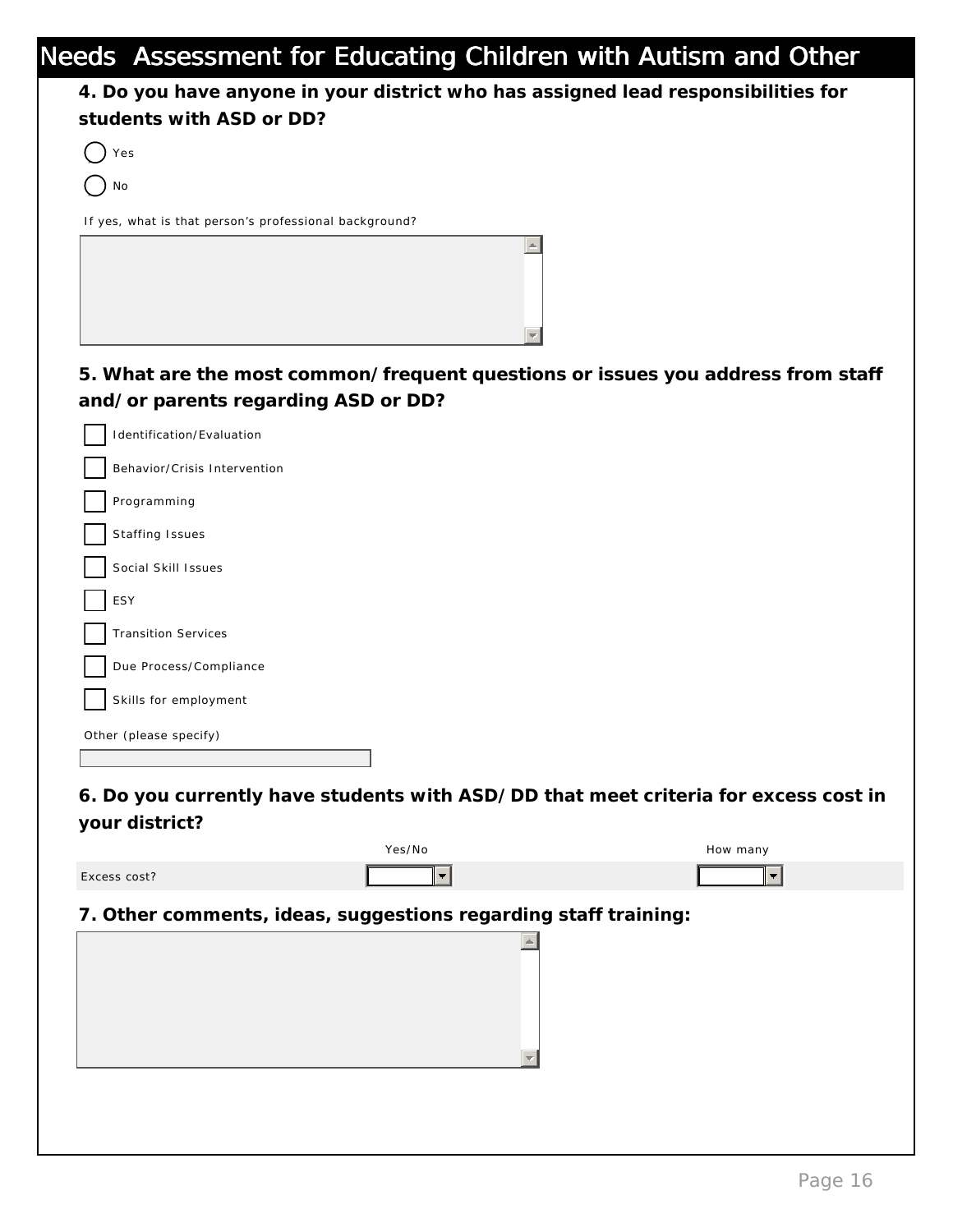# Needs Assessment for Educating Children with Autism and Other

**4. Do you have anyone in your district who has assigned lead responsibilities for students with ASD or DD?**

- ( ) Yes
- ( ) No

If yes, what is that person's professional background?

**5. What are the most common/frequent questions or issues you address from staff and/or parents regarding ASD or DD?**

- [ ] Identification/Evaluation
- [ ] Behavior/Crisis Intervention
- [ ] Programming
- [ ] Staffing Issues
- [ ] Social Skill Issues
- [ ] ESY
- [ ] Transition Services
- [ ] Due Process/Compliance
- [ ] Skills for employment

Other (please specify)

**6. Do you currently have students with ASD/DD that meet criteria for excess cost in your district?**

| | Yes/No | How many |
|---|---|---|
| Excess cost? | | |

**7. Other comments, ideas, suggestions regarding staff training:**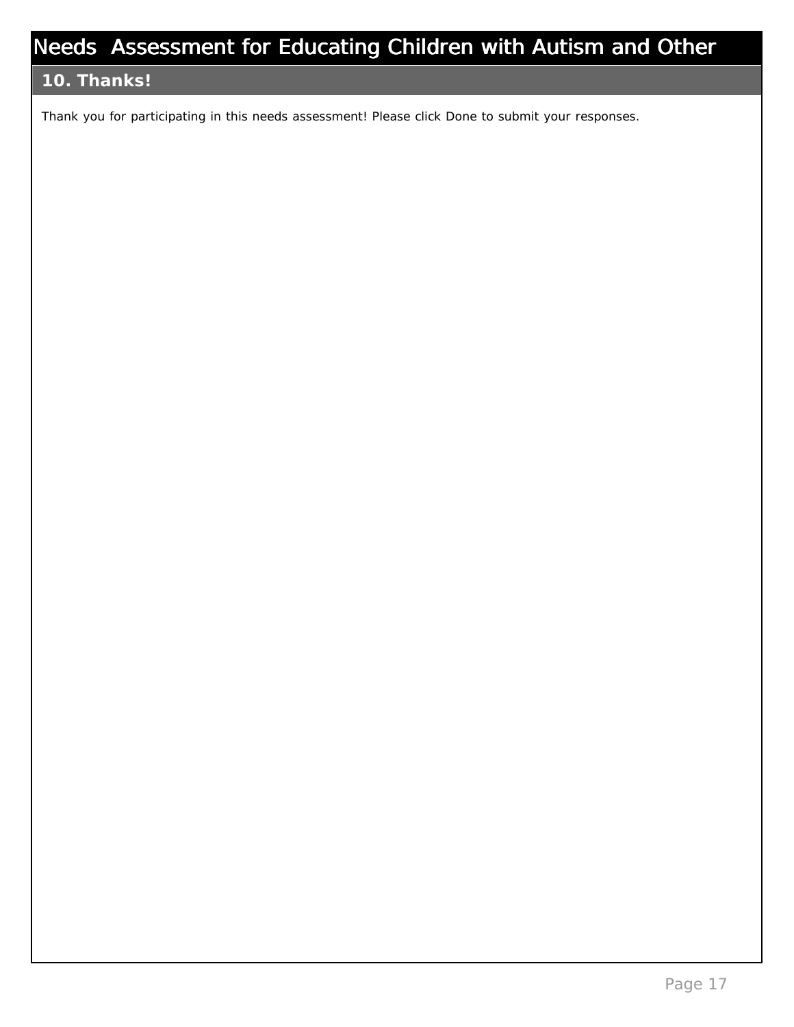## 10. Thanks!

Thank you for participating in this needs assessment! Please click Done to submit your responses.